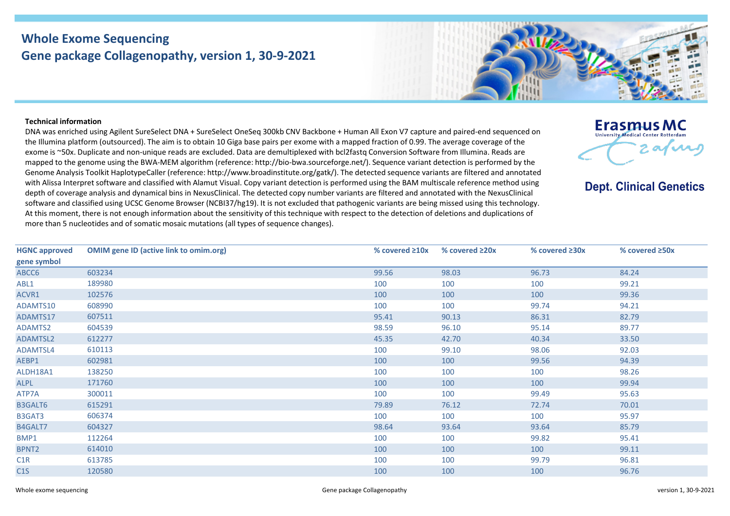# Whole Exome Sequencing
## Gene package Collagenopathy, version 1, 30-9-2021

Erasmus MC
University Medical Center Rotterdam

**Dept. Clinical Genetics**

**Technical information**

DNA was enriched using Agilent SureSelect DNA + SureSelect OneSeq 300kb CNV Backbone + Human All Exon V7 capture and paired-end sequenced on the Illumina platform (outsourced). The aim is to obtain 10 Giga base pairs per exome with a mapped fraction of 0.99. The average coverage of the exome is ~50x. Duplicate and non-unique reads are excluded. Data are demultiplexed with bcl2fastq Conversion Software from Illumina. Reads are mapped to the genome using the BWA-MEM algorithm (reference: http://bio-bwa.sourceforge.net/). Sequence variant detection is performed by the Genome Analysis Toolkit HaplotypeCaller (reference: http://www.broadinstitute.org/gatk/). The detected sequence variants are filtered and annotated with Alissa Interpret software and classified with Alamut Visual. Copy variant detection is performed using the BAM multiscale reference method using depth of coverage analysis and dynamical bins in NexusClinical. The detected copy number variants are filtered and annotated with the NexusClinical software and classified using UCSC Genome Browser (NCBI37/hg19). It is not excluded that pathogenic variants are being missed using this technology. At this moment, there is not enough information about the sensitivity of this technique with respect to the detection of deletions and duplications of more than 5 nucleotides and of somatic mosaic mutations (all types of sequence changes).

| HGNC approved gene symbol | OMIM gene ID (active link to omim.org) | % covered ≥10x | % covered ≥20x | % covered ≥30x | % covered ≥50x |
|---|---|---|---|---|---|
| ABCC6 | 603234 | 99.56 | 98.03 | 96.73 | 84.24 |
| ABL1 | 189980 | 100 | 100 | 100 | 99.21 |
| ACVR1 | 102576 | 100 | 100 | 100 | 99.36 |
| ADAMTS10 | 608990 | 100 | 100 | 99.74 | 94.21 |
| ADAMTS17 | 607511 | 95.41 | 90.13 | 86.31 | 82.79 |
| ADAMTS2 | 604539 | 98.59 | 96.10 | 95.14 | 89.77 |
| ADAMTSL2 | 612277 | 45.35 | 42.70 | 40.34 | 33.50 |
| ADAMTSL4 | 610113 | 100 | 99.10 | 98.06 | 92.03 |
| AEBP1 | 602981 | 100 | 100 | 99.56 | 94.39 |
| ALDH18A1 | 138250 | 100 | 100 | 100 | 98.26 |
| ALPL | 171760 | 100 | 100 | 100 | 99.94 |
| ATP7A | 300011 | 100 | 100 | 99.49 | 95.63 |
| B3GALT6 | 615291 | 79.89 | 76.12 | 72.74 | 70.01 |
| B3GAT3 | 606374 | 100 | 100 | 100 | 95.97 |
| B4GALT7 | 604327 | 98.64 | 93.64 | 93.64 | 85.79 |
| BMP1 | 112264 | 100 | 100 | 99.82 | 95.41 |
| BPNT2 | 614010 | 100 | 100 | 100 | 99.11 |
| C1R | 613785 | 100 | 100 | 99.79 | 96.81 |
| C1S | 120580 | 100 | 100 | 100 | 96.76 |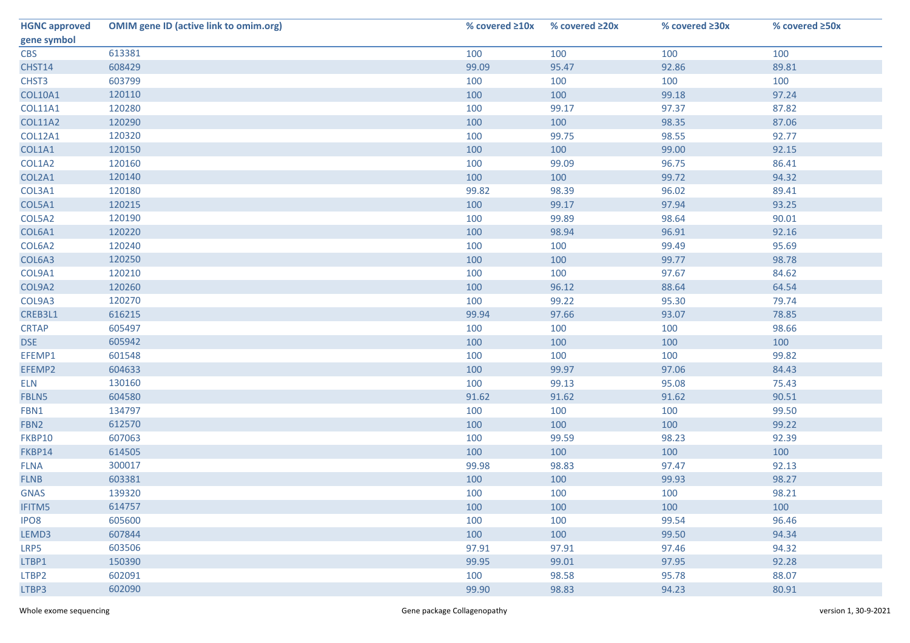| HGNC approved gene symbol | OMIM gene ID (active link to omim.org) | % covered ≥10x | % covered ≥20x | % covered ≥30x | % covered ≥50x |
|---|---|---|---|---|---|
| CBS | 613381 | 100 | 100 | 100 | 100 |
| CHST14 | 608429 | 99.09 | 95.47 | 92.86 | 89.81 |
| CHST3 | 603799 | 100 | 100 | 100 | 100 |
| COL10A1 | 120110 | 100 | 100 | 99.18 | 97.24 |
| COL11A1 | 120280 | 100 | 99.17 | 97.37 | 87.82 |
| COL11A2 | 120290 | 100 | 100 | 98.35 | 87.06 |
| COL12A1 | 120320 | 100 | 99.75 | 98.55 | 92.77 |
| COL1A1 | 120150 | 100 | 100 | 99.00 | 92.15 |
| COL1A2 | 120160 | 100 | 99.09 | 96.75 | 86.41 |
| COL2A1 | 120140 | 100 | 100 | 99.72 | 94.32 |
| COL3A1 | 120180 | 99.82 | 98.39 | 96.02 | 89.41 |
| COL5A1 | 120215 | 100 | 99.17 | 97.94 | 93.25 |
| COL5A2 | 120190 | 100 | 99.89 | 98.64 | 90.01 |
| COL6A1 | 120220 | 100 | 98.94 | 96.91 | 92.16 |
| COL6A2 | 120240 | 100 | 100 | 99.49 | 95.69 |
| COL6A3 | 120250 | 100 | 100 | 99.77 | 98.78 |
| COL9A1 | 120210 | 100 | 100 | 97.67 | 84.62 |
| COL9A2 | 120260 | 100 | 96.12 | 88.64 | 64.54 |
| COL9A3 | 120270 | 100 | 99.22 | 95.30 | 79.74 |
| CREB3L1 | 616215 | 99.94 | 97.66 | 93.07 | 78.85 |
| CRTAP | 605497 | 100 | 100 | 100 | 98.66 |
| DSE | 605942 | 100 | 100 | 100 | 100 |
| EFEMP1 | 601548 | 100 | 100 | 100 | 99.82 |
| EFEMP2 | 604633 | 100 | 99.97 | 97.06 | 84.43 |
| ELN | 130160 | 100 | 99.13 | 95.08 | 75.43 |
| FBLN5 | 604580 | 91.62 | 91.62 | 91.62 | 90.51 |
| FBN1 | 134797 | 100 | 100 | 100 | 99.50 |
| FBN2 | 612570 | 100 | 100 | 100 | 99.22 |
| FKBP10 | 607063 | 100 | 99.59 | 98.23 | 92.39 |
| FKBP14 | 614505 | 100 | 100 | 100 | 100 |
| FLNA | 300017 | 99.98 | 98.83 | 97.47 | 92.13 |
| FLNB | 603381 | 100 | 100 | 99.93 | 98.27 |
| GNAS | 139320 | 100 | 100 | 100 | 98.21 |
| IFITM5 | 614757 | 100 | 100 | 100 | 100 |
| IPO8 | 605600 | 100 | 100 | 99.54 | 96.46 |
| LEMD3 | 607844 | 100 | 100 | 99.50 | 94.34 |
| LRP5 | 603506 | 97.91 | 97.91 | 97.46 | 94.32 |
| LTBP1 | 150390 | 99.95 | 99.01 | 97.95 | 92.28 |
| LTBP2 | 602091 | 100 | 98.58 | 95.78 | 88.07 |
| LTBP3 | 602090 | 99.90 | 98.83 | 94.23 | 80.91 |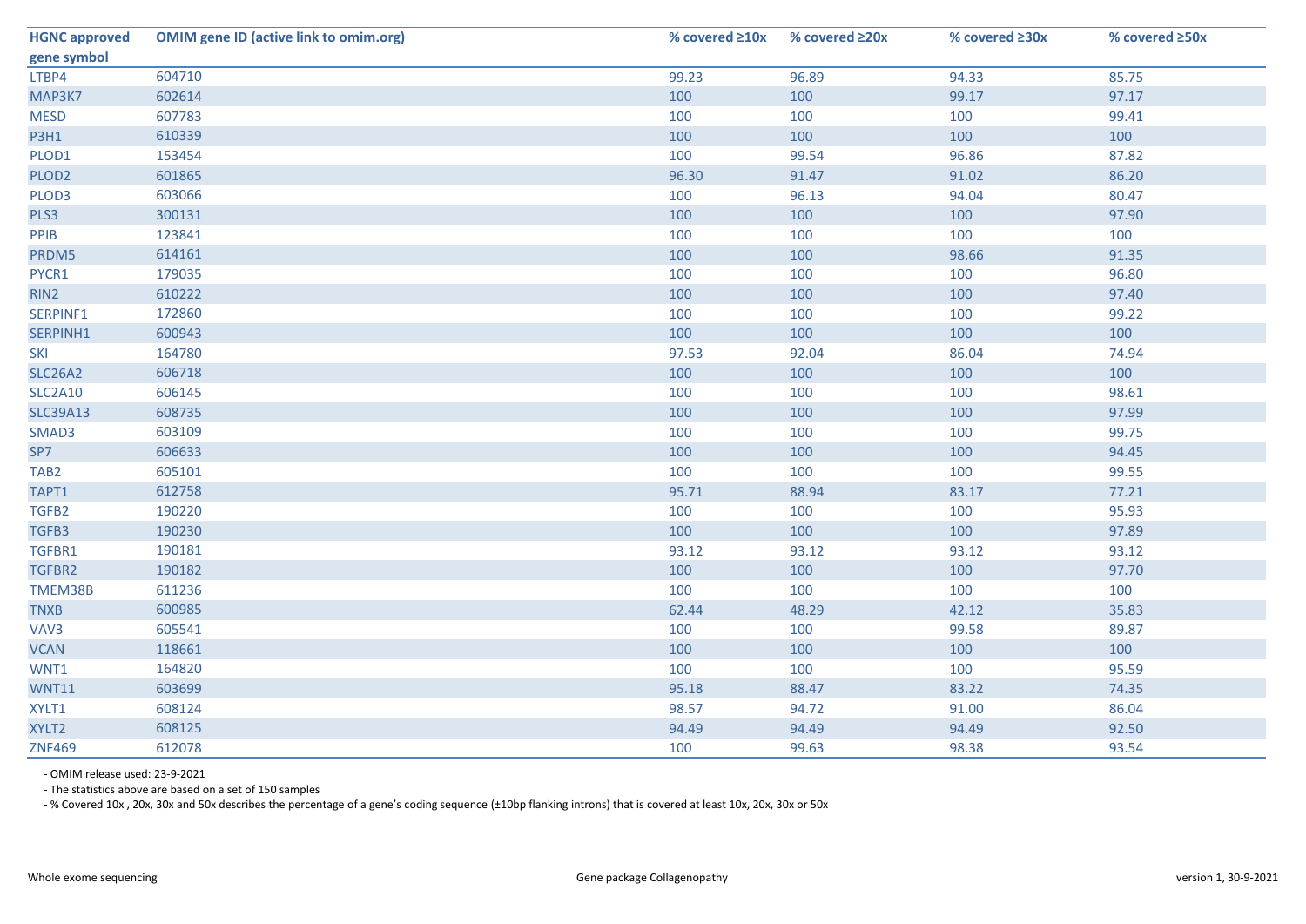| HGNC approved gene symbol | OMIM gene ID (active link to omim.org) | % covered ≥10x | % covered ≥20x | % covered ≥30x | % covered ≥50x |
|---|---|---|---|---|---|
| LTBP4 | 604710 | 99.23 | 96.89 | 94.33 | 85.75 |
| MAP3K7 | 602614 | 100 | 100 | 99.17 | 97.17 |
| MESD | 607783 | 100 | 100 | 100 | 99.41 |
| P3H1 | 610339 | 100 | 100 | 100 | 100 |
| PLOD1 | 153454 | 100 | 99.54 | 96.86 | 87.82 |
| PLOD2 | 601865 | 96.30 | 91.47 | 91.02 | 86.20 |
| PLOD3 | 603066 | 100 | 96.13 | 94.04 | 80.47 |
| PLS3 | 300131 | 100 | 100 | 100 | 97.90 |
| PPIB | 123841 | 100 | 100 | 100 | 100 |
| PRDM5 | 614161 | 100 | 100 | 98.66 | 91.35 |
| PYCR1 | 179035 | 100 | 100 | 100 | 96.80 |
| RIN2 | 610222 | 100 | 100 | 100 | 97.40 |
| SERPINF1 | 172860 | 100 | 100 | 100 | 99.22 |
| SERPINH1 | 600943 | 100 | 100 | 100 | 100 |
| SKI | 164780 | 97.53 | 92.04 | 86.04 | 74.94 |
| SLC26A2 | 606718 | 100 | 100 | 100 | 100 |
| SLC2A10 | 606145 | 100 | 100 | 100 | 98.61 |
| SLC39A13 | 608735 | 100 | 100 | 100 | 97.99 |
| SMAD3 | 603109 | 100 | 100 | 100 | 99.75 |
| SP7 | 606633 | 100 | 100 | 100 | 94.45 |
| TAB2 | 605101 | 100 | 100 | 100 | 99.55 |
| TAPT1 | 612758 | 95.71 | 88.94 | 83.17 | 77.21 |
| TGFB2 | 190220 | 100 | 100 | 100 | 95.93 |
| TGFB3 | 190230 | 100 | 100 | 100 | 97.89 |
| TGFBR1 | 190181 | 93.12 | 93.12 | 93.12 | 93.12 |
| TGFBR2 | 190182 | 100 | 100 | 100 | 97.70 |
| TMEM38B | 611236 | 100 | 100 | 100 | 100 |
| TNXB | 600985 | 62.44 | 48.29 | 42.12 | 35.83 |
| VAV3 | 605541 | 100 | 100 | 99.58 | 89.87 |
| VCAN | 118661 | 100 | 100 | 100 | 100 |
| WNT1 | 164820 | 100 | 100 | 100 | 95.59 |
| WNT11 | 603699 | 95.18 | 88.47 | 83.22 | 74.35 |
| XYLT1 | 608124 | 98.57 | 94.72 | 91.00 | 86.04 |
| XYLT2 | 608125 | 94.49 | 94.49 | 94.49 | 92.50 |
| ZNF469 | 612078 | 100 | 99.63 | 98.38 | 93.54 |

- OMIM release used: 23-9-2021
- The statistics above are based on a set of 150 samples
- % Covered 10x , 20x, 30x and 50x describes the percentage of a gene's coding sequence (±10bp flanking introns) that is covered at least 10x, 20x, 30x or 50x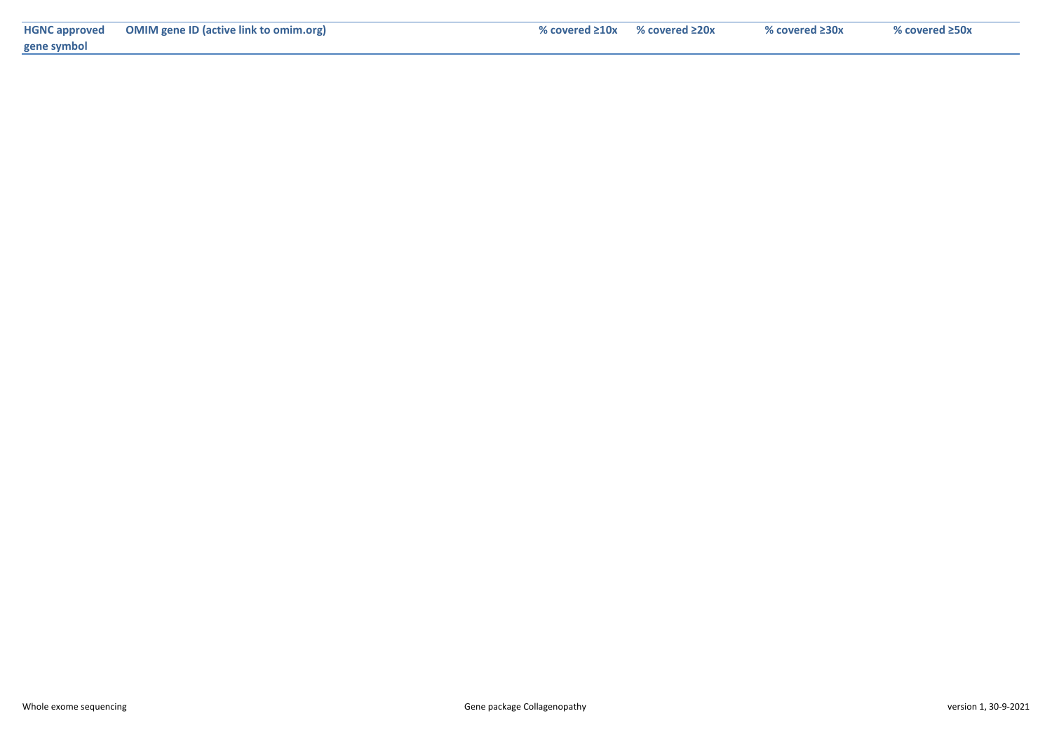| HGNC approved gene symbol | OMIM gene ID (active link to omim.org) | % covered ≥10x | % covered ≥20x | % covered ≥30x | % covered ≥50x |
|---|---|---|---|---|---|